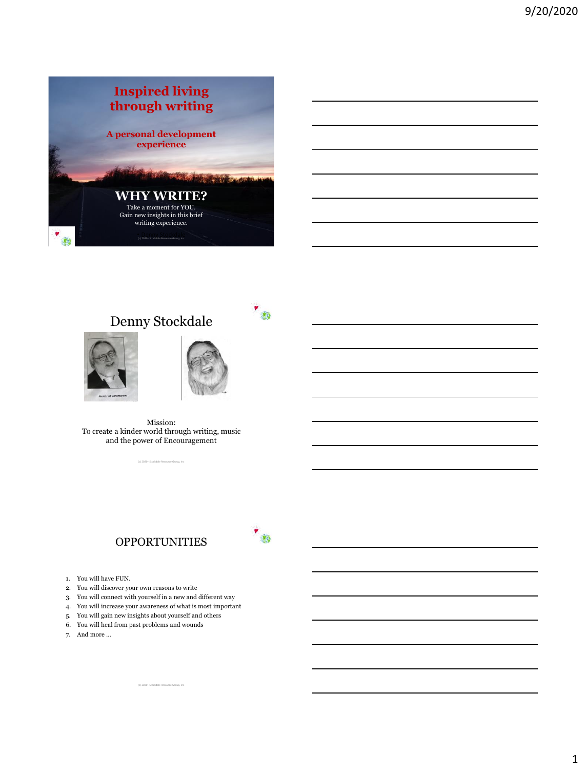# Inspired living through writing

## A personal development experience

### WHY WRITE?

Take a moment for YOU.
Gain new insights in this brief writing experience.

– Denny Stockdale

(c) 2020 - Stockdale Resource Group, Inc

## Denny Stockdale

Master of Ceremonies

Mission:
To create a kinder world through writing, music and the power of Encouragement

(c) 2020 - Stockdale Resource Group, Inc

## OPPORTUNITIES

1. You will have FUN.
2. You will discover your own reasons to write
3. You will connect with yourself in a new and different way
4. You will increase your awareness of what is most important
5. You will gain new insights about yourself and others
6. You will heal from past problems and wounds
7. And more …

(c) 2020 - Stockdale Resource Group, Inc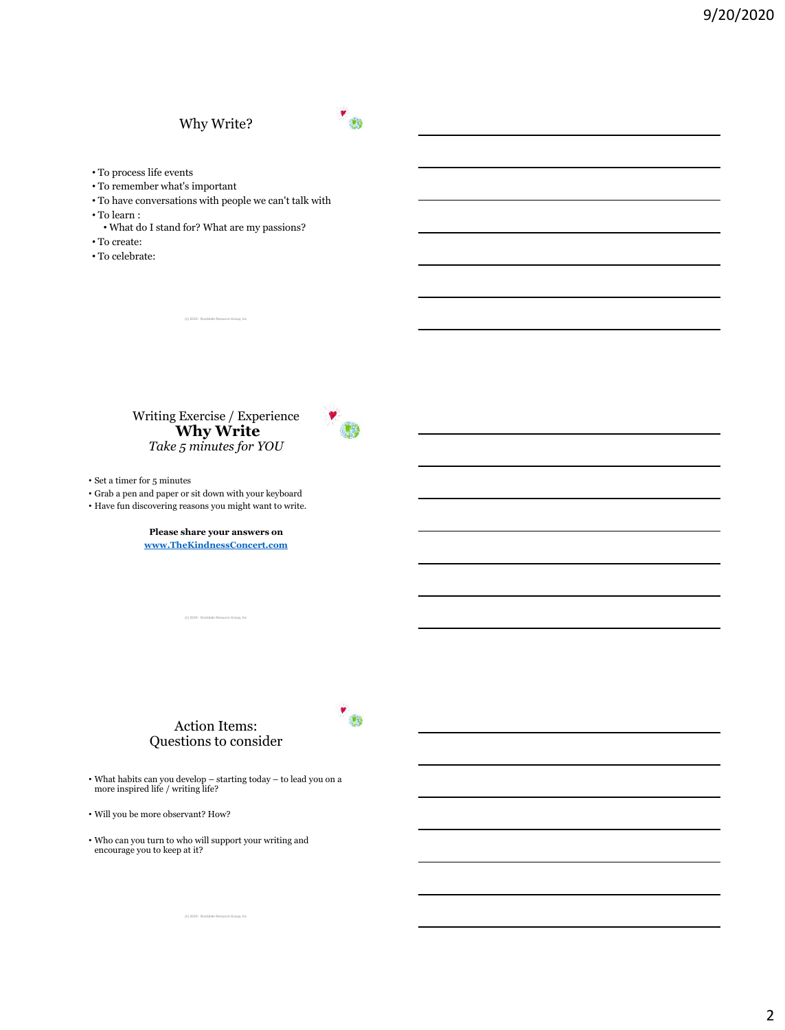## Why Write?

- To process life events
- To remember what's important
- To have conversations with people we can't talk with
- To learn :
  - What do I stand for? What are my passions?
- To create:
- To celebrate:

(c) 2020 - Stockdale Resource Group, Inc

## Writing Exercise / Experience
## **Why Write**
*Take 5 minutes for YOU*

- Set a timer for 5 minutes
- Grab a pen and paper or sit down with your keyboard
- Have fun discovering reasons you might want to write.

**Please share your answers on**
**[www.TheKindnessConcert.com](http://www.TheKindnessConcert.com)**

(c) 2020 - Stockdale Resource Group, Inc

## Action Items:
## Questions to consider

- What habits can you develop – starting today – to lead you on a more inspired life / writing life?
- Will you be more observant? How?
- Who can you turn to who will support your writing and encourage you to keep at it?

(c) 2020 - Stockdale Resource Group, Inc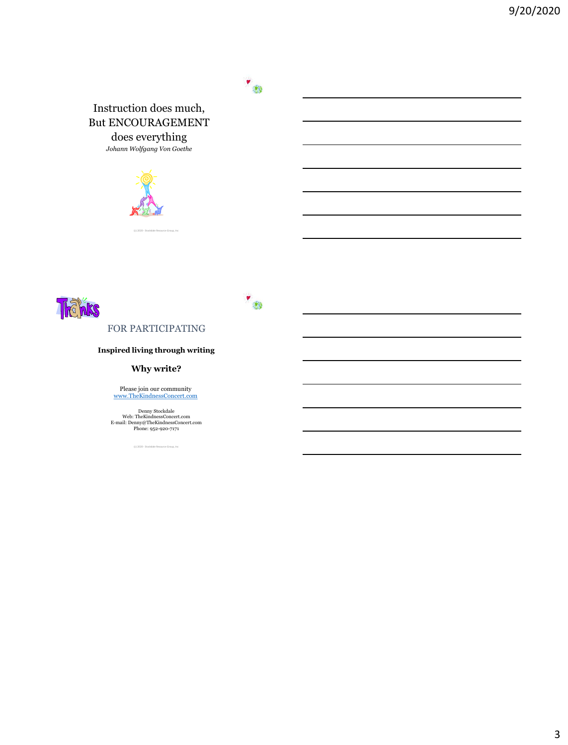Instruction does much,
But ENCOURAGEMENT
does everything

*Johann Wolfgang Von Goethe*

(c) 2020 - Stockdale Resource Group, Inc

Thanks

FOR PARTICIPATING

**Inspired living through writing**

**Why write?**

Please join our community
[www.TheKindnessConcert.com](http://www.TheKindnessConcert.com)

Denny Stockdale
Web: TheKindnessConcert.com
E-mail: Denny@TheKindnessConcert.com
Phone: 952-920-7171

(c) 2020 - Stockdale Resource Group, Inc